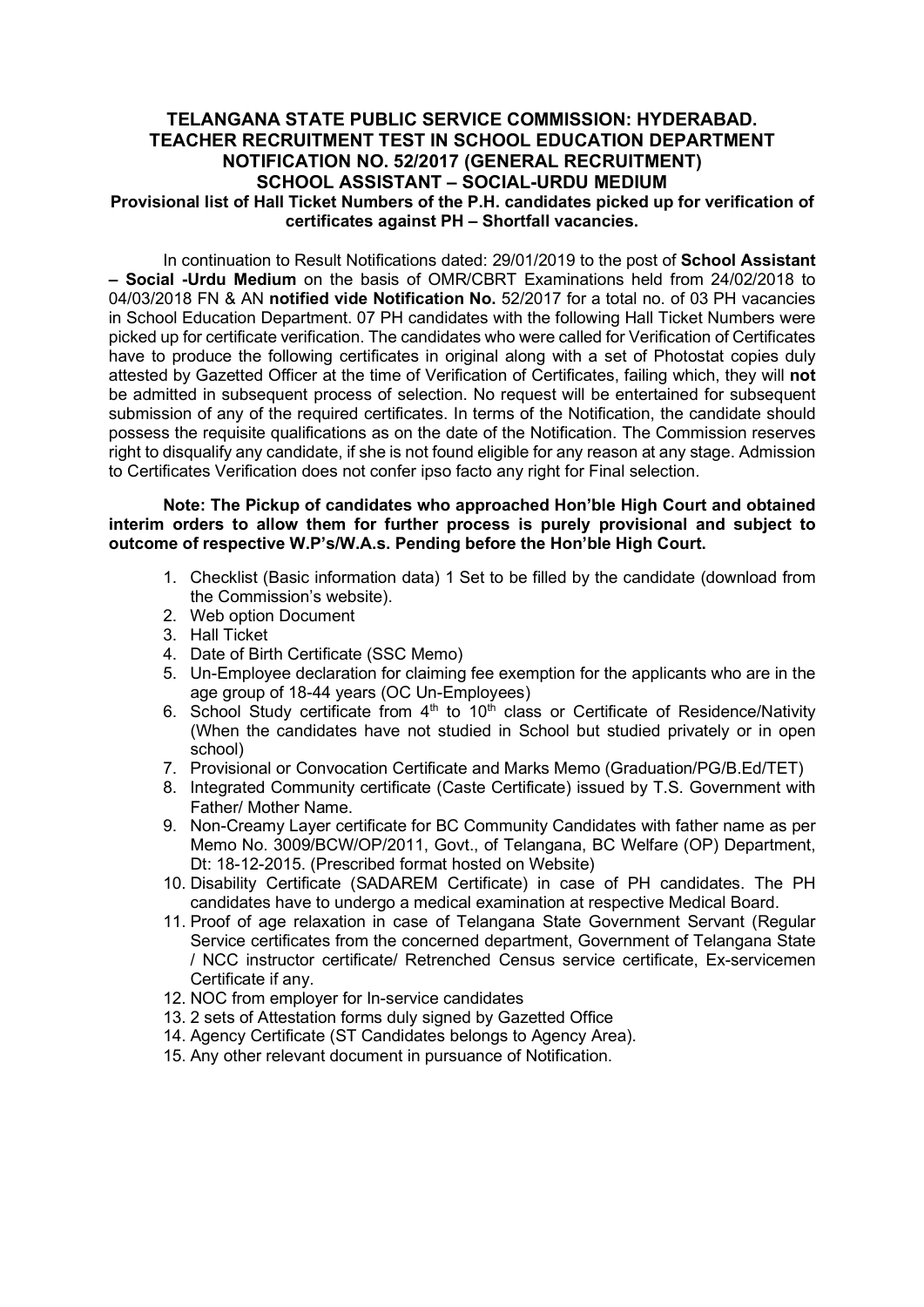# TELANGANA STATE PUBLIC SERVICE COMMISSION: HYDERABAD.
## TEACHER RECRUITMENT TEST IN SCHOOL EDUCATION DEPARTMENT
## NOTIFICATION NO. 52/2017 (GENERAL RECRUITMENT)
## SCHOOL ASSISTANT – SOCIAL-URDU MEDIUM

**Provisional list of Hall Ticket Numbers of the P.H. candidates picked up for verification of certificates against PH – Shortfall vacancies.**

In continuation to Result Notifications dated: 29/01/2019 to the post of **School Assistant – Social -Urdu Medium** on the basis of OMR/CBRT Examinations held from 24/02/2018 to 04/03/2018 FN & AN **notified vide Notification No.** 52/2017 for a total no. of 03 PH vacancies in School Education Department. 07 PH candidates with the following Hall Ticket Numbers were picked up for certificate verification. The candidates who were called for Verification of Certificates have to produce the following certificates in original along with a set of Photostat copies duly attested by Gazetted Officer at the time of Verification of Certificates, failing which, they will **not** be admitted in subsequent process of selection. No request will be entertained for subsequent submission of any of the required certificates. In terms of the Notification, the candidate should possess the requisite qualifications as on the date of the Notification. The Commission reserves right to disqualify any candidate, if she is not found eligible for any reason at any stage. Admission to Certificates Verification does not confer ipso facto any right for Final selection.

**Note: The Pickup of candidates who approached Hon'ble High Court and obtained interim orders to allow them for further process is purely provisional and subject to outcome of respective W.P's/W.A.s. Pending before the Hon'ble High Court.**

1. Checklist (Basic information data) 1 Set to be filled by the candidate (download from the Commission's website).
2. Web option Document
3. Hall Ticket
4. Date of Birth Certificate (SSC Memo)
5. Un-Employee declaration for claiming fee exemption for the applicants who are in the age group of 18-44 years (OC Un-Employees)
6. School Study certificate from 4th to 10th class or Certificate of Residence/Nativity (When the candidates have not studied in School but studied privately or in open school)
7. Provisional or Convocation Certificate and Marks Memo (Graduation/PG/B.Ed/TET)
8. Integrated Community certificate (Caste Certificate) issued by T.S. Government with Father/ Mother Name.
9. Non-Creamy Layer certificate for BC Community Candidates with father name as per Memo No. 3009/BCW/OP/2011, Govt., of Telangana, BC Welfare (OP) Department, Dt: 18-12-2015. (Prescribed format hosted on Website)
10. Disability Certificate (SADAREM Certificate) in case of PH candidates. The PH candidates have to undergo a medical examination at respective Medical Board.
11. Proof of age relaxation in case of Telangana State Government Servant (Regular Service certificates from the concerned department, Government of Telangana State / NCC instructor certificate/ Retrenched Census service certificate, Ex-servicemen Certificate if any.
12. NOC from employer for In-service candidates
13. 2 sets of Attestation forms duly signed by Gazetted Office
14. Agency Certificate (ST Candidates belongs to Agency Area).
15. Any other relevant document in pursuance of Notification.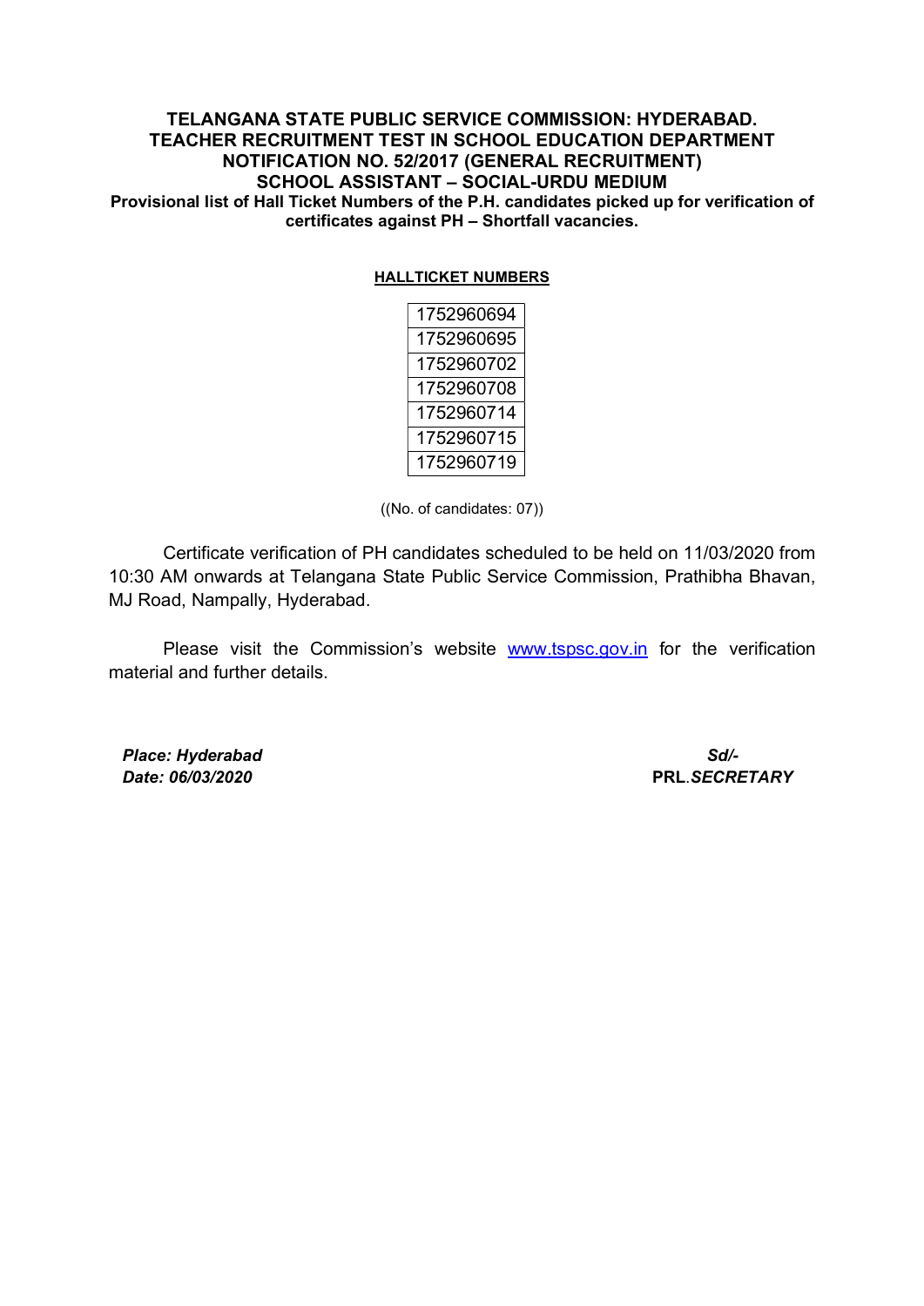**TELANGANA STATE PUBLIC SERVICE COMMISSION: HYDERABAD.**
**TEACHER RECRUITMENT TEST IN SCHOOL EDUCATION DEPARTMENT**
**NOTIFICATION NO. 52/2017 (GENERAL RECRUITMENT)**
**SCHOOL ASSISTANT – SOCIAL-URDU MEDIUM**
**Provisional list of Hall Ticket Numbers of the P.H. candidates picked up for verification of certificates against PH – Shortfall vacancies.**

**HALLTICKET NUMBERS**

| |
|---|
| 1752960694 |
| 1752960695 |
| 1752960702 |
| 1752960708 |
| 1752960714 |
| 1752960715 |
| 1752960719 |

((No. of candidates: 07))

Certificate verification of PH candidates scheduled to be held on 11/03/2020 from 10:30 AM onwards at Telangana State Public Service Commission, Prathibha Bhavan, MJ Road, Nampally, Hyderabad.

Please visit the Commission's website www.tspsc.gov.in for the verification material and further details.

***Place: Hyderabad***
***Date: 06/03/2020***

***Sd/-***
**PRL.*SECRETARY***